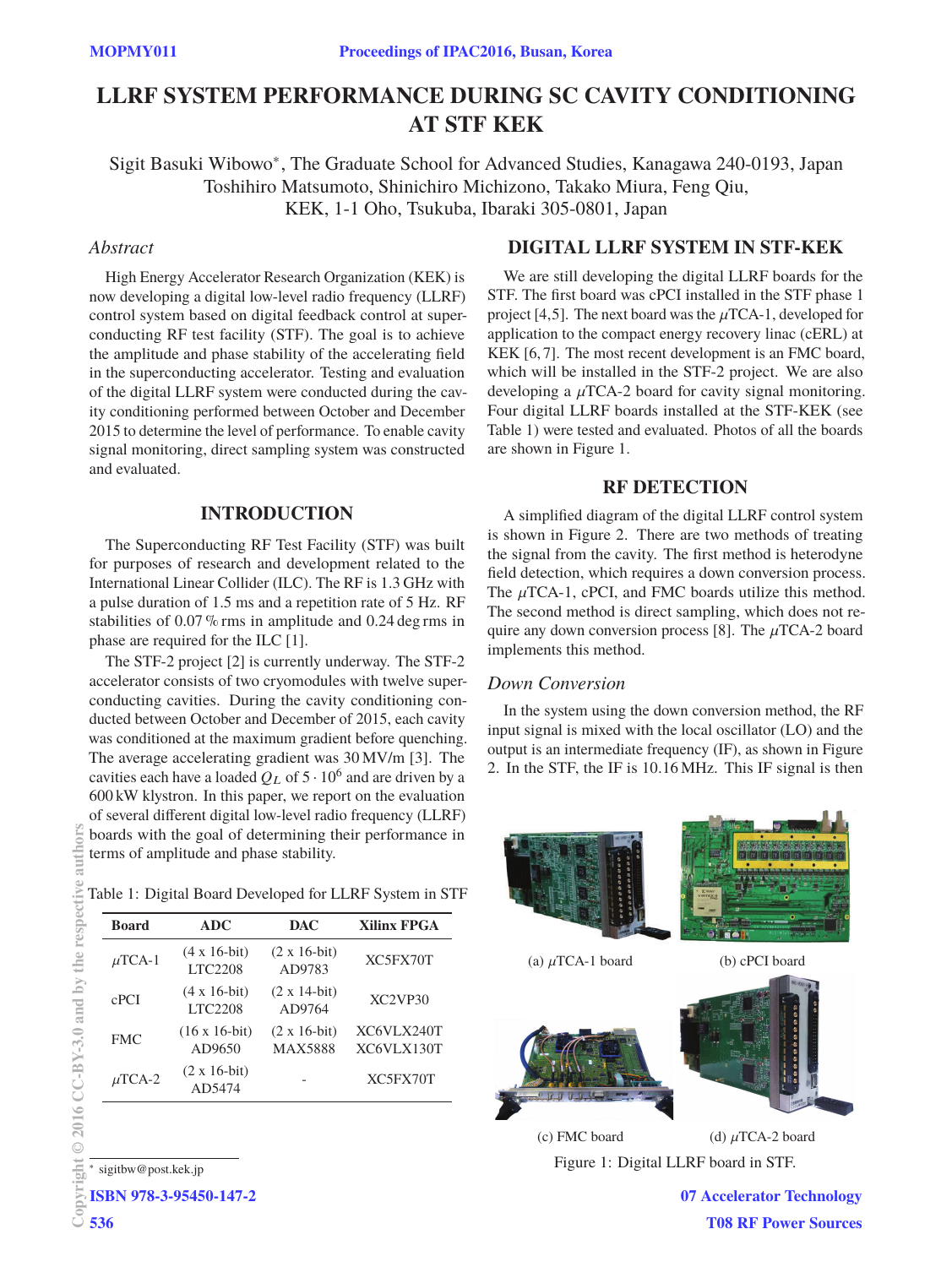# LLRF SYSTEM PERFORMANCE DURING SC CAVITY CONDITIONING AT STF KEK

Sigit Basuki Wibowo*, The Graduate School for Advanced Studies, Kanagawa 240-0193, Japan
Toshihiro Matsumoto, Shinichiro Michizono, Takako Miura, Feng Qiu,
KEK, 1-1 Oho, Tsukuba, Ibaraki 305-0801, Japan

## *Abstract*

High Energy Accelerator Research Organization (KEK) is now developing a digital low-level radio frequency (LLRF) control system based on digital feedback control at superconducting RF test facility (STF). The goal is to achieve the amplitude and phase stability of the accelerating field in the superconducting accelerator. Testing and evaluation of the digital LLRF system were conducted during the cavity conditioning performed between October and December 2015 to determine the level of performance. To enable cavity signal monitoring, direct sampling system was constructed and evaluated.

## INTRODUCTION

The Superconducting RF Test Facility (STF) was built for purposes of research and development related to the International Linear Collider (ILC). The RF is 1.3 GHz with a pulse duration of 1.5 ms and a repetition rate of 5 Hz. RF stabilities of 0.07 % rms in amplitude and 0.24 deg rms in phase are required for the ILC [1].

The STF-2 project [2] is currently underway. The STF-2 accelerator consists of two cryomodules with twelve superconducting cavities. During the cavity conditioning conducted between October and December of 2015, each cavity was conditioned at the maximum gradient before quenching. The average accelerating gradient was 30 MV/m [3]. The cavities each have a loaded $Q_L$ of $5 \cdot 10^6$ and are driven by a 600 kW klystron. In this paper, we report on the evaluation of several different digital low-level radio frequency (LLRF) boards with the goal of determining their performance in terms of amplitude and phase stability.

Table 1: Digital Board Developed for LLRF System in STF

| Board | ADC | DAC | Xilinx FPGA |
|---|---|---|---|
| $\mu$TCA-1 | (4 x 16-bit) LTC2208 | (2 x 16-bit) AD9783 | XC5FX70T |
| cPCI | (4 x 16-bit) LTC2208 | (2 x 14-bit) AD9764 | XC2VP30 |
| FMC | (16 x 16-bit) AD9650 | (2 x 16-bit) MAX5888 | XC6VLX240T XC6VLX130T |
| $\mu$TCA-2 | (2 x 16-bit) AD5474 | - | XC5FX70T |

## DIGITAL LLRF SYSTEM IN STF-KEK

We are still developing the digital LLRF boards for the STF. The first board was cPCI installed in the STF phase 1 project [4,5]. The next board was the $\mu$TCA-1, developed for application to the compact energy recovery linac (cERL) at KEK [6,7]. The most recent development is an FMC board, which will be installed in the STF-2 project. We are also developing a $\mu$TCA-2 board for cavity signal monitoring. Four digital LLRF boards installed at the STF-KEK (see Table 1) were tested and evaluated. Photos of all the boards are shown in Figure 1.

## RF DETECTION

A simplified diagram of the digital LLRF control system is shown in Figure 2. There are two methods of treating the signal from the cavity. The first method is heterodyne field detection, which requires a down conversion process. The $\mu$TCA-1, cPCI, and FMC boards utilize this method. The second method is direct sampling, which does not require any down conversion process [8]. The $\mu$TCA-2 board implements this method.

### *Down Conversion*

In the system using the down conversion method, the RF input signal is mixed with the local oscillator (LO) and the output is an intermediate frequency (IF), as shown in Figure 2. In the STF, the IF is 10.16 MHz. This IF signal is then

(a) $\mu$TCA-1 board (b) cPCI board

(c) FMC board (d) $\mu$TCA-2 board

Figure 1: Digital LLRF board in STF.

* sigitbw@post.kek.jp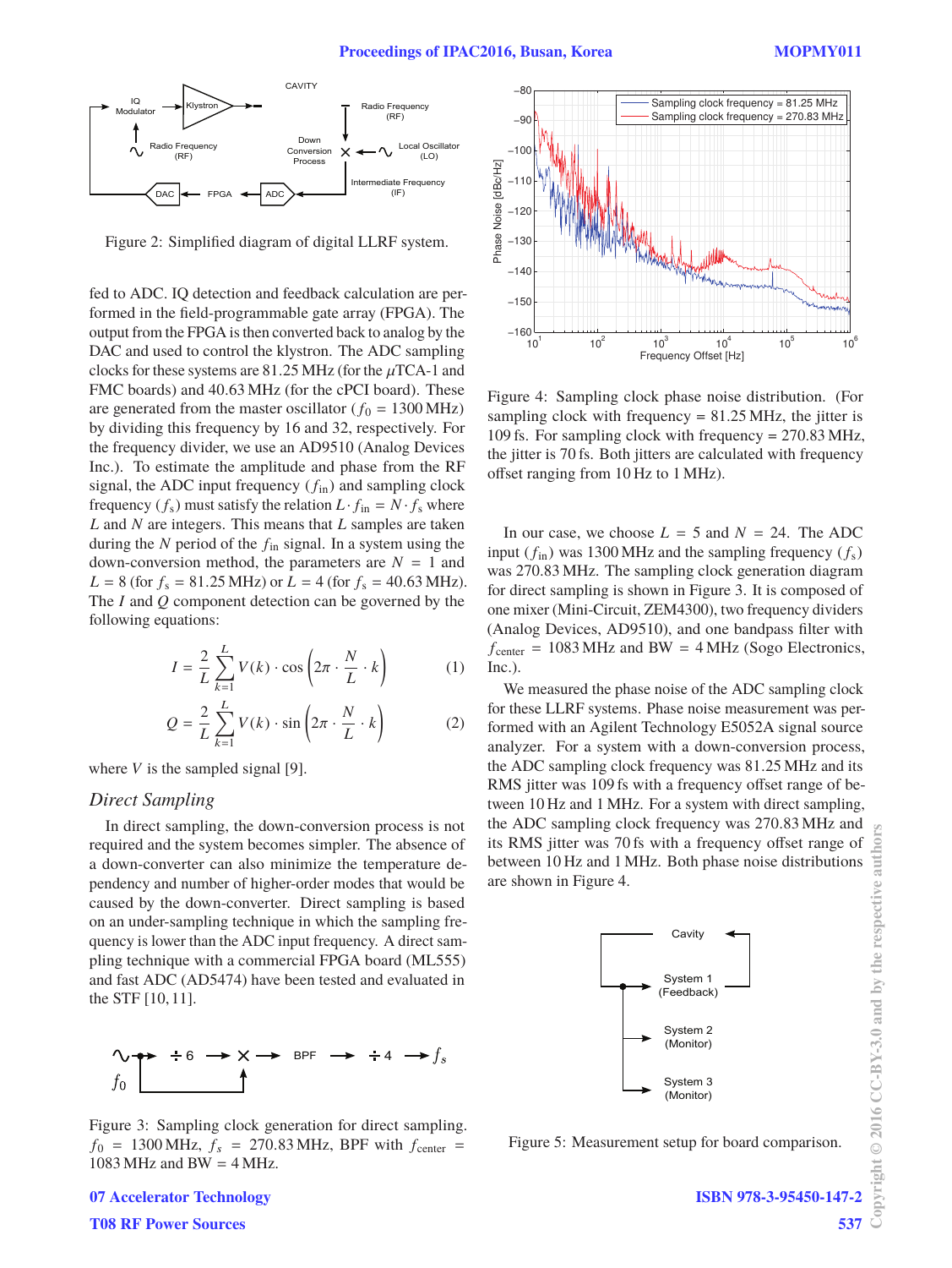Figure 2: Simplified diagram of digital LLRF system.

fed to ADC. IQ detection and feedback calculation are performed in the field-programmable gate array (FPGA). The output from the FPGA is then converted back to analog by the DAC and used to control the klystron. The ADC sampling clocks for these systems are 81.25 MHz (for the $\mu$TCA-1 and FMC boards) and 40.63 MHz (for the cPCI board). These are generated from the master oscillator ($f_0$ = 1300 MHz) by dividing this frequency by 16 and 32, respectively. For the frequency divider, we use an AD9510 (Analog Devices Inc.). To estimate the amplitude and phase from the RF signal, the ADC input frequency ($f_{in}$) and sampling clock frequency ($f_s$) must satisfy the relation $L \cdot f_{in} = N \cdot f_s$ where $L$ and $N$ are integers. This means that $L$ samples are taken during the $N$ period of the $f_{in}$ signal. In a system using the down-conversion method, the parameters are $N = 1$ and $L = 8$ (for $f_s$ = 81.25 MHz) or $L = 4$ (for $f_s$ = 40.63 MHz). The $I$ and $Q$ component detection can be governed by the following equations:

$$I = \frac{2}{L} \sum_{k=1}^{L} V(k) \cdot \cos\left(2\pi \cdot \frac{N}{L} \cdot k\right) \tag{1}$$

$$Q = \frac{2}{L} \sum_{k=1}^{L} V(k) \cdot \sin\left(2\pi \cdot \frac{N}{L} \cdot k\right) \tag{2}$$

where $V$ is the sampled signal [9].

### *Direct Sampling*

In direct sampling, the down-conversion process is not required and the system becomes simpler. The absence of a down-converter can also minimize the temperature dependency and number of higher-order modes that would be caused by the down-converter. Direct sampling is based on an under-sampling technique in which the sampling frequency is lower than the ADC input frequency. A direct sampling technique with a commercial FPGA board (ML555) and fast ADC (AD5474) have been tested and evaluated in the STF [10, 11].

Figure 3: Sampling clock generation for direct sampling. $f_0$ = 1300 MHz, $f_s$ = 270.83 MHz, BPF with $f_{center}$ = 1083 MHz and BW = 4 MHz.

Figure 4: Sampling clock phase noise distribution. (For sampling clock with frequency = 81.25 MHz, the jitter is 109 fs. For sampling clock with frequency = 270.83 MHz, the jitter is 70 fs. Both jitters are calculated with frequency offset ranging from 10 Hz to 1 MHz).

In our case, we choose $L = 5$ and $N = 24$. The ADC input ($f_{in}$) was 1300 MHz and the sampling frequency ($f_s$) was 270.83 MHz. The sampling clock generation diagram for direct sampling is shown in Figure 3. It is composed of one mixer (Mini-Circuit, ZEM4300), two frequency dividers (Analog Devices, AD9510), and one bandpass filter with $f_{center}$ = 1083 MHz and BW = 4 MHz (Sogo Electronics, Inc.).

We measured the phase noise of the ADC sampling clock for these LLRF systems. Phase noise measurement was performed with an Agilent Technology E5052A signal source analyzer. For a system with a down-conversion process, the ADC sampling clock frequency was 81.25 MHz and its RMS jitter was 109 fs with a frequency offset range of between 10 Hz and 1 MHz. For a system with direct sampling, the ADC sampling clock frequency was 270.83 MHz and its RMS jitter was 70 fs with a frequency offset range of between 10 Hz and 1 MHz. Both phase noise distributions are shown in Figure 4.

Figure 5: Measurement setup for board comparison.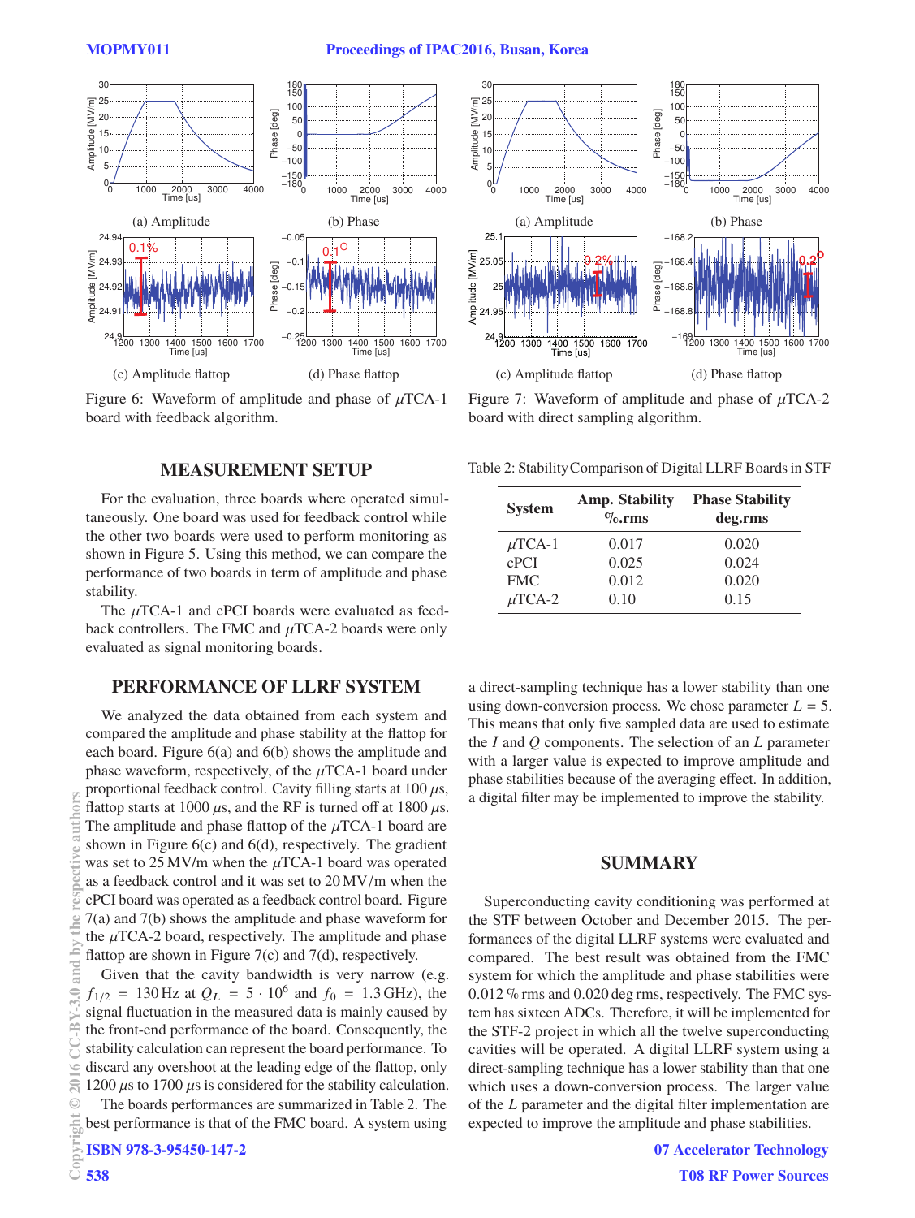Figure 6: Waveform of amplitude and phase of $\mu$TCA-1 board with feedback algorithm.

Figure 7: Waveform of amplitude and phase of $\mu$TCA-2 board with direct sampling algorithm.

## MEASUREMENT SETUP

For the evaluation, three boards where operated simultaneously. One board was used for feedback control while the other two boards were used to perform monitoring as shown in Figure 5. Using this method, we can compare the performance of two boards in term of amplitude and phase stability.

The $\mu$TCA-1 and cPCI boards were evaluated as feedback controllers. The FMC and $\mu$TCA-2 boards were only evaluated as signal monitoring boards.

## PERFORMANCE OF LLRF SYSTEM

We analyzed the data obtained from each system and compared the amplitude and phase stability at the flattop for each board. Figure 6(a) and 6(b) shows the amplitude and phase waveform, respectively, of the $\mu$TCA-1 board under proportional feedback control. Cavity filling starts at 100 $\mu$s, flattop starts at 1000 $\mu$s, and the RF is turned off at 1800 $\mu$s. The amplitude and phase flattop of the $\mu$TCA-1 board are shown in Figure 6(c) and 6(d), respectively. The gradient was set to 25 MV/m when the $\mu$TCA-1 board was operated as a feedback control and it was set to 20 MV/m when the cPCI board was operated as a feedback control board. Figure 7(a) and 7(b) shows the amplitude and phase waveform for the $\mu$TCA-2 board, respectively. The amplitude and phase flattop are shown in Figure 7(c) and 7(d), respectively.

Given that the cavity bandwidth is very narrow (e.g. $f_{1/2}$ = 130 Hz at $Q_L$ = $5 \cdot 10^6$ and $f_0$ = 1.3 GHz), the signal fluctuation in the measured data is mainly caused by the front-end performance of the board. Consequently, the stability calculation can represent the board performance. To discard any overshoot at the leading edge of the flattop, only 1200 $\mu$s to 1700 $\mu$s is considered for the stability calculation.

The boards performances are summarized in Table 2. The best performance is that of the FMC board. A system using a direct-sampling technique has a lower stability than one using down-conversion process. We chose parameter $L = 5$. This means that only five sampled data are used to estimate the $I$ and $Q$ components. The selection of an $L$ parameter with a larger value is expected to improve amplitude and phase stabilities because of the averaging effect. In addition, a digital filter may be implemented to improve the stability.

Table 2: Stability Comparison of Digital LLRF Boards in STF

| System | Amp. Stability %.rms | Phase Stability deg.rms |
|---|---|---|
| $\mu$TCA-1 | 0.017 | 0.020 |
| cPCI | 0.025 | 0.024 |
| FMC | 0.012 | 0.020 |
| $\mu$TCA-2 | 0.10 | 0.15 |

## SUMMARY

Superconducting cavity conditioning was performed at the STF between October and December 2015. The performances of the digital LLRF systems were evaluated and compared. The best result was obtained from the FMC system for which the amplitude and phase stabilities were 0.012 % rms and 0.020 deg rms, respectively. The FMC system has sixteen ADCs. Therefore, it will be implemented for the STF-2 project in which all the twelve superconducting cavities will be operated. A digital LLRF system using a direct-sampling technique has a lower stability than that one which uses a down-conversion process. The larger value of the $L$ parameter and the digital filter implementation are expected to improve the amplitude and phase stabilities.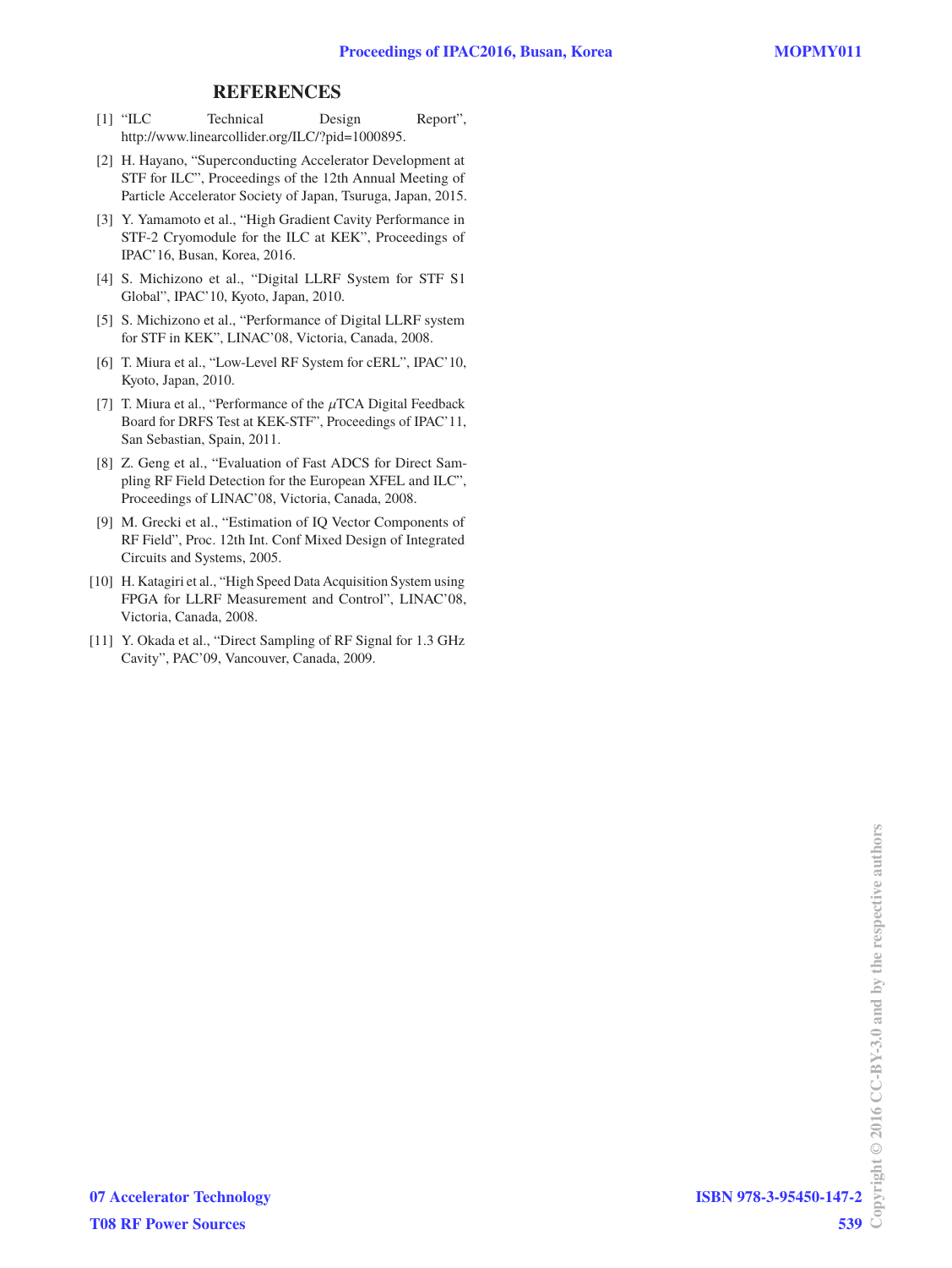## REFERENCES

[1] "ILC Technical Design Report", http://www.linearcollider.org/ILC/?pid=1000895.

[2] H. Hayano, "Superconducting Accelerator Development at STF for ILC", Proceedings of the 12th Annual Meeting of Particle Accelerator Society of Japan, Tsuruga, Japan, 2015.

[3] Y. Yamamoto et al., "High Gradient Cavity Performance in STF-2 Cryomodule for the ILC at KEK", Proceedings of IPAC'16, Busan, Korea, 2016.

[4] S. Michizono et al., "Digital LLRF System for STF S1 Global", IPAC'10, Kyoto, Japan, 2010.

[5] S. Michizono et al., "Performance of Digital LLRF system for STF in KEK", LINAC'08, Victoria, Canada, 2008.

[6] T. Miura et al., "Low-Level RF System for cERL", IPAC'10, Kyoto, Japan, 2010.

[7] T. Miura et al., "Performance of the $\mu$TCA Digital Feedback Board for DRFS Test at KEK-STF", Proceedings of IPAC'11, San Sebastian, Spain, 2011.

[8] Z. Geng et al., "Evaluation of Fast ADCS for Direct Sampling RF Field Detection for the European XFEL and ILC", Proceedings of LINAC'08, Victoria, Canada, 2008.

[9] M. Grecki et al., "Estimation of IQ Vector Components of RF Field", Proc. 12th Int. Conf Mixed Design of Integrated Circuits and Systems, 2005.

[10] H. Katagiri et al., "High Speed Data Acquisition System using FPGA for LLRF Measurement and Control", LINAC'08, Victoria, Canada, 2008.

[11] Y. Okada et al., "Direct Sampling of RF Signal for 1.3 GHz Cavity", PAC'09, Vancouver, Canada, 2009.